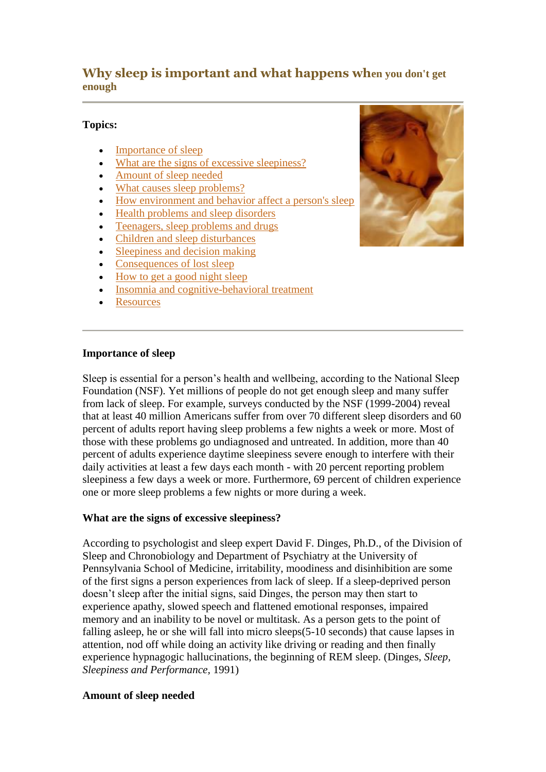## Why sleep is important and what happens when you don't get enough

**Topics:**

- Importance of sleep
- What are the signs of excessive sleepiness?
- Amount of sleep needed
- What causes sleep problems?
- How environment and behavior affect a person's sleep
- Health problems and sleep disorders
- Teenagers, sleep problems and drugs
- Children and sleep disturbances
- Sleepiness and decision making
- Consequences of lost sleep
- How to get a good night sleep
- Insomnia and cognitive-behavioral treatment
- Resources

---

**Importance of sleep**

Sleep is essential for a person's health and wellbeing, according to the National Sleep Foundation (NSF). Yet millions of people do not get enough sleep and many suffer from lack of sleep. For example, surveys conducted by the NSF (1999-2004) reveal that at least 40 million Americans suffer from over 70 different sleep disorders and 60 percent of adults report having sleep problems a few nights a week or more. Most of those with these problems go undiagnosed and untreated. In addition, more than 40 percent of adults experience daytime sleepiness severe enough to interfere with their daily activities at least a few days each month - with 20 percent reporting problem sleepiness a few days a week or more. Furthermore, 69 percent of children experience one or more sleep problems a few nights or more during a week.

**What are the signs of excessive sleepiness?**

According to psychologist and sleep expert David F. Dinges, Ph.D., of the Division of Sleep and Chronobiology and Department of Psychiatry at the University of Pennsylvania School of Medicine, irritability, moodiness and disinhibition are some of the first signs a person experiences from lack of sleep. If a sleep-deprived person doesn't sleep after the initial signs, said Dinges, the person may then start to experience apathy, slowed speech and flattened emotional responses, impaired memory and an inability to be novel or multitask. As a person gets to the point of falling asleep, he or she will fall into micro sleeps(5-10 seconds) that cause lapses in attention, nod off while doing an activity like driving or reading and then finally experience hypnagogic hallucinations, the beginning of REM sleep. (Dinges, *Sleep, Sleepiness and Performance*, 1991)

**Amount of sleep needed**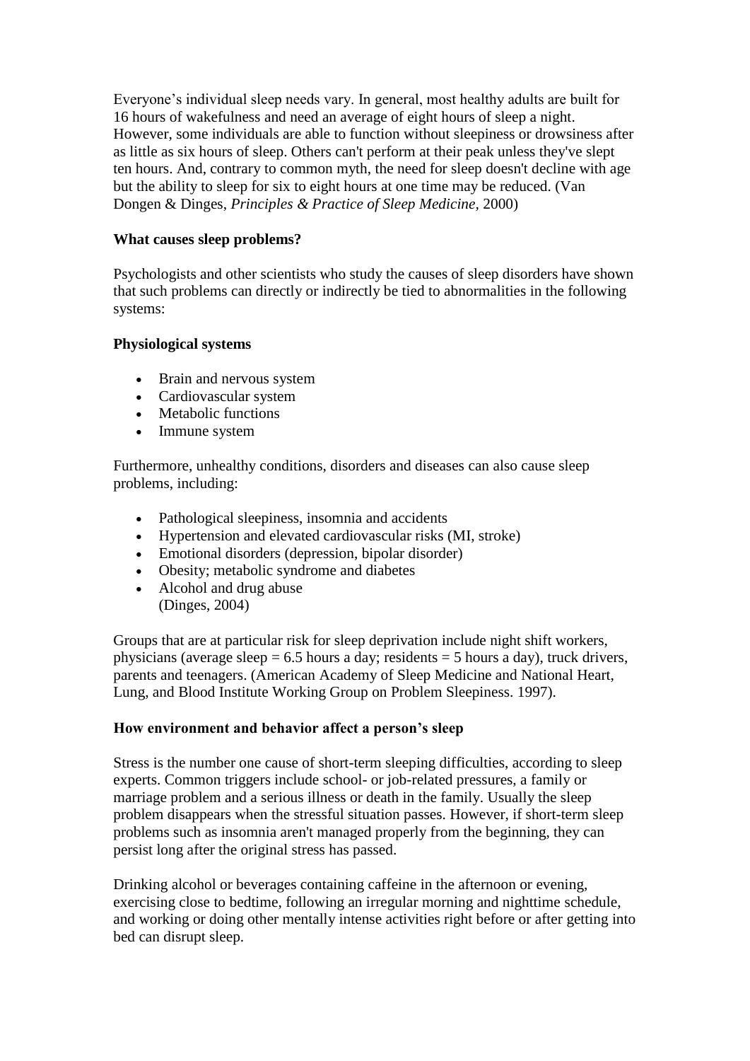Everyone's individual sleep needs vary. In general, most healthy adults are built for 16 hours of wakefulness and need an average of eight hours of sleep a night. However, some individuals are able to function without sleepiness or drowsiness after as little as six hours of sleep. Others can't perform at their peak unless they've slept ten hours. And, contrary to common myth, the need for sleep doesn't decline with age but the ability to sleep for six to eight hours at one time may be reduced. (Van Dongen & Dinges, *Principles & Practice of Sleep Medicine,* 2000)

**What causes sleep problems?**

Psychologists and other scientists who study the causes of sleep disorders have shown that such problems can directly or indirectly be tied to abnormalities in the following systems:

**Physiological systems**

- Brain and nervous system
- Cardiovascular system
- Metabolic functions
- Immune system

Furthermore, unhealthy conditions, disorders and diseases can also cause sleep problems, including:

- Pathological sleepiness, insomnia and accidents
- Hypertension and elevated cardiovascular risks (MI, stroke)
- Emotional disorders (depression, bipolar disorder)
- Obesity; metabolic syndrome and diabetes
- Alcohol and drug abuse
  (Dinges, 2004)

Groups that are at particular risk for sleep deprivation include night shift workers, physicians (average sleep = 6.5 hours a day; residents = 5 hours a day), truck drivers, parents and teenagers. (American Academy of Sleep Medicine and National Heart, Lung, and Blood Institute Working Group on Problem Sleepiness. 1997).

**How environment and behavior affect a person's sleep**

Stress is the number one cause of short-term sleeping difficulties, according to sleep experts. Common triggers include school- or job-related pressures, a family or marriage problem and a serious illness or death in the family. Usually the sleep problem disappears when the stressful situation passes. However, if short-term sleep problems such as insomnia aren't managed properly from the beginning, they can persist long after the original stress has passed.

Drinking alcohol or beverages containing caffeine in the afternoon or evening, exercising close to bedtime, following an irregular morning and nighttime schedule, and working or doing other mentally intense activities right before or after getting into bed can disrupt sleep.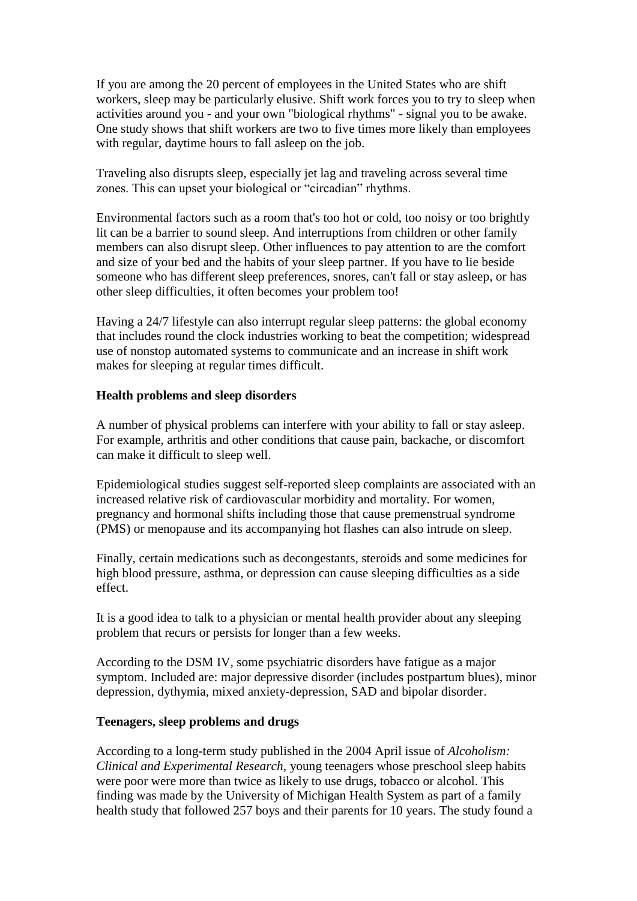If you are among the 20 percent of employees in the United States who are shift workers, sleep may be particularly elusive. Shift work forces you to try to sleep when activities around you - and your own "biological rhythms" - signal you to be awake. One study shows that shift workers are two to five times more likely than employees with regular, daytime hours to fall asleep on the job.

Traveling also disrupts sleep, especially jet lag and traveling across several time zones. This can upset your biological or "circadian" rhythms.

Environmental factors such as a room that's too hot or cold, too noisy or too brightly lit can be a barrier to sound sleep. And interruptions from children or other family members can also disrupt sleep. Other influences to pay attention to are the comfort and size of your bed and the habits of your sleep partner. If you have to lie beside someone who has different sleep preferences, snores, can't fall or stay asleep, or has other sleep difficulties, it often becomes your problem too!

Having a 24/7 lifestyle can also interrupt regular sleep patterns: the global economy that includes round the clock industries working to beat the competition; widespread use of nonstop automated systems to communicate and an increase in shift work makes for sleeping at regular times difficult.

**Health problems and sleep disorders**

A number of physical problems can interfere with your ability to fall or stay asleep. For example, arthritis and other conditions that cause pain, backache, or discomfort can make it difficult to sleep well.

Epidemiological studies suggest self-reported sleep complaints are associated with an increased relative risk of cardiovascular morbidity and mortality. For women, pregnancy and hormonal shifts including those that cause premenstrual syndrome (PMS) or menopause and its accompanying hot flashes can also intrude on sleep.

Finally, certain medications such as decongestants, steroids and some medicines for high blood pressure, asthma, or depression can cause sleeping difficulties as a side effect.

It is a good idea to talk to a physician or mental health provider about any sleeping problem that recurs or persists for longer than a few weeks.

According to the DSM IV, some psychiatric disorders have fatigue as a major symptom. Included are: major depressive disorder (includes postpartum blues), minor depression, dythymia, mixed anxiety-depression, SAD and bipolar disorder.

**Teenagers, sleep problems and drugs**

According to a long-term study published in the 2004 April issue of *Alcoholism: Clinical and Experimental Research,* young teenagers whose preschool sleep habits were poor were more than twice as likely to use drugs, tobacco or alcohol. This finding was made by the University of Michigan Health System as part of a family health study that followed 257 boys and their parents for 10 years. The study found a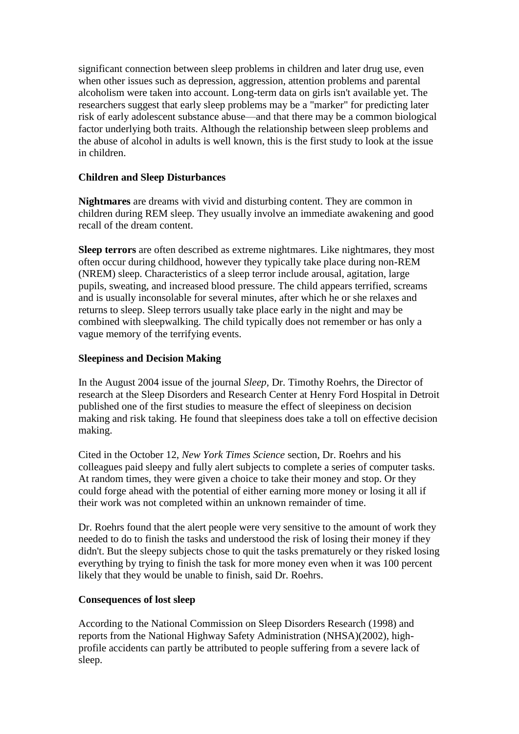significant connection between sleep problems in children and later drug use, even when other issues such as depression, aggression, attention problems and parental alcoholism were taken into account. Long-term data on girls isn't available yet. The researchers suggest that early sleep problems may be a "marker" for predicting later risk of early adolescent substance abuse—and that there may be a common biological factor underlying both traits. Although the relationship between sleep problems and the abuse of alcohol in adults is well known, this is the first study to look at the issue in children.

**Children and Sleep Disturbances**

**Nightmares** are dreams with vivid and disturbing content. They are common in children during REM sleep. They usually involve an immediate awakening and good recall of the dream content.

**Sleep terrors** are often described as extreme nightmares. Like nightmares, they most often occur during childhood, however they typically take place during non-REM (NREM) sleep. Characteristics of a sleep terror include arousal, agitation, large pupils, sweating, and increased blood pressure. The child appears terrified, screams and is usually inconsolable for several minutes, after which he or she relaxes and returns to sleep. Sleep terrors usually take place early in the night and may be combined with sleepwalking. The child typically does not remember or has only a vague memory of the terrifying events.

**Sleepiness and Decision Making**

In the August 2004 issue of the journal *Sleep,* Dr. Timothy Roehrs, the Director of research at the Sleep Disorders and Research Center at Henry Ford Hospital in Detroit published one of the first studies to measure the effect of sleepiness on decision making and risk taking. He found that sleepiness does take a toll on effective decision making.

Cited in the October 12, *New York Times Science* section, Dr. Roehrs and his colleagues paid sleepy and fully alert subjects to complete a series of computer tasks. At random times, they were given a choice to take their money and stop. Or they could forge ahead with the potential of either earning more money or losing it all if their work was not completed within an unknown remainder of time.

Dr. Roehrs found that the alert people were very sensitive to the amount of work they needed to do to finish the tasks and understood the risk of losing their money if they didn't. But the sleepy subjects chose to quit the tasks prematurely or they risked losing everything by trying to finish the task for more money even when it was 100 percent likely that they would be unable to finish, said Dr. Roehrs.

**Consequences of lost sleep**

According to the National Commission on Sleep Disorders Research (1998) and reports from the National Highway Safety Administration (NHSA)(2002), high-profile accidents can partly be attributed to people suffering from a severe lack of sleep.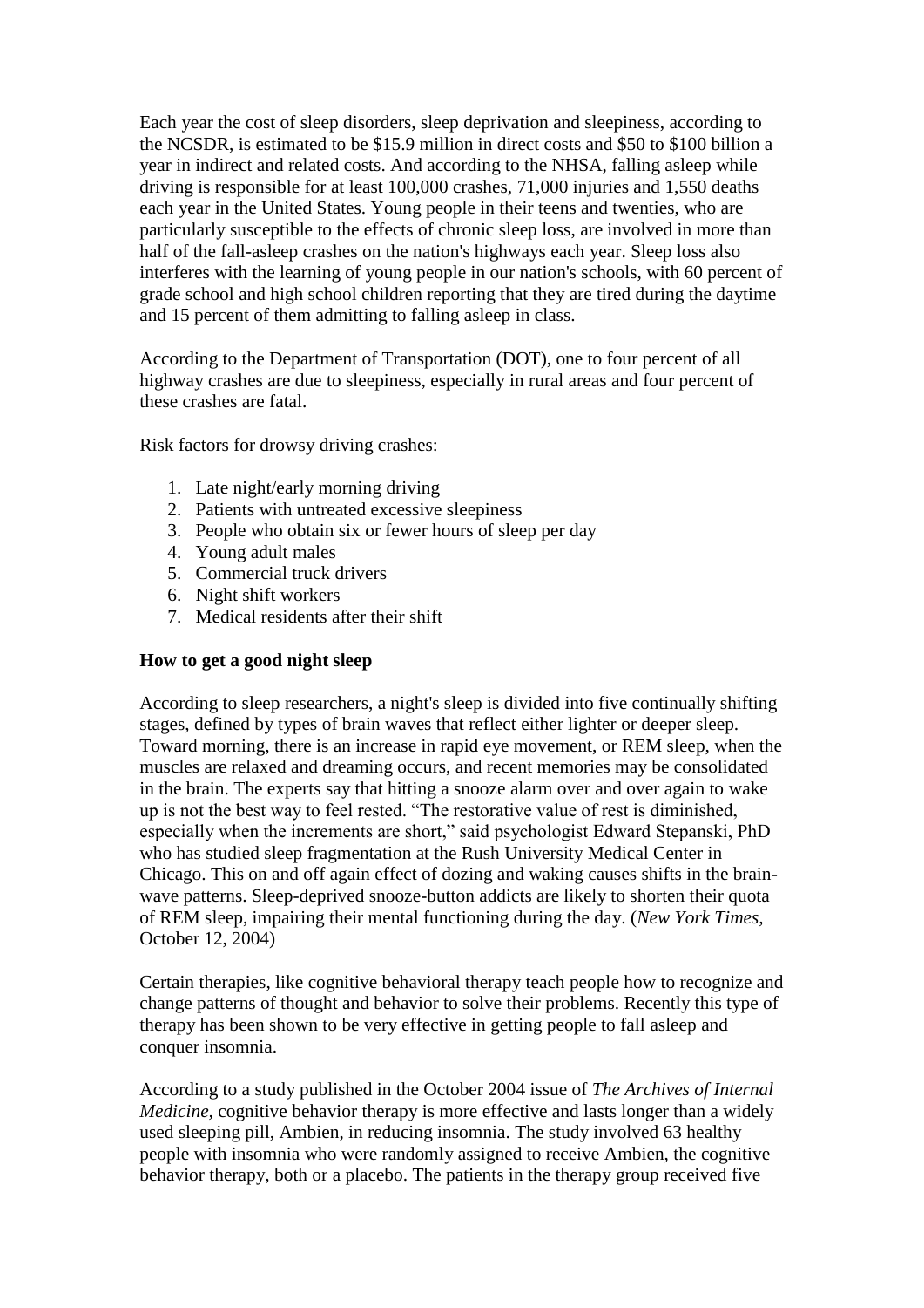Each year the cost of sleep disorders, sleep deprivation and sleepiness, according to the NCSDR, is estimated to be $15.9 million in direct costs and $50 to $100 billion a year in indirect and related costs. And according to the NHSA, falling asleep while driving is responsible for at least 100,000 crashes, 71,000 injuries and 1,550 deaths each year in the United States. Young people in their teens and twenties, who are particularly susceptible to the effects of chronic sleep loss, are involved in more than half of the fall-asleep crashes on the nation's highways each year. Sleep loss also interferes with the learning of young people in our nation's schools, with 60 percent of grade school and high school children reporting that they are tired during the daytime and 15 percent of them admitting to falling asleep in class.

According to the Department of Transportation (DOT), one to four percent of all highway crashes are due to sleepiness, especially in rural areas and four percent of these crashes are fatal.

Risk factors for drowsy driving crashes:

1. Late night/early morning driving
2. Patients with untreated excessive sleepiness
3. People who obtain six or fewer hours of sleep per day
4. Young adult males
5. Commercial truck drivers
6. Night shift workers
7. Medical residents after their shift

**How to get a good night sleep**

According to sleep researchers, a night's sleep is divided into five continually shifting stages, defined by types of brain waves that reflect either lighter or deeper sleep. Toward morning, there is an increase in rapid eye movement, or REM sleep, when the muscles are relaxed and dreaming occurs, and recent memories may be consolidated in the brain. The experts say that hitting a snooze alarm over and over again to wake up is not the best way to feel rested. "The restorative value of rest is diminished, especially when the increments are short," said psychologist Edward Stepanski, PhD who has studied sleep fragmentation at the Rush University Medical Center in Chicago. This on and off again effect of dozing and waking causes shifts in the brain-wave patterns. Sleep-deprived snooze-button addicts are likely to shorten their quota of REM sleep, impairing their mental functioning during the day. (*New York Times*, October 12, 2004)

Certain therapies, like cognitive behavioral therapy teach people how to recognize and change patterns of thought and behavior to solve their problems. Recently this type of therapy has been shown to be very effective in getting people to fall asleep and conquer insomnia.

According to a study published in the October 2004 issue of *The Archives of Internal Medicine*, cognitive behavior therapy is more effective and lasts longer than a widely used sleeping pill, Ambien, in reducing insomnia. The study involved 63 healthy people with insomnia who were randomly assigned to receive Ambien, the cognitive behavior therapy, both or a placebo. The patients in the therapy group received five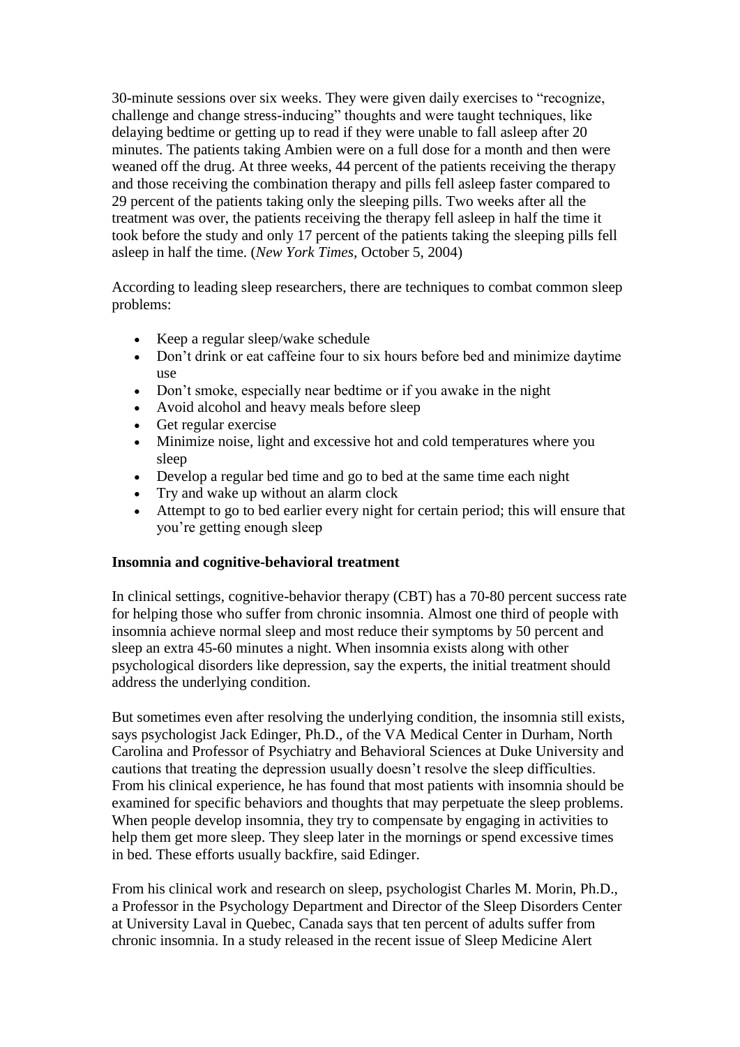30-minute sessions over six weeks. They were given daily exercises to "recognize, challenge and change stress-inducing" thoughts and were taught techniques, like delaying bedtime or getting up to read if they were unable to fall asleep after 20 minutes. The patients taking Ambien were on a full dose for a month and then were weaned off the drug. At three weeks, 44 percent of the patients receiving the therapy and those receiving the combination therapy and pills fell asleep faster compared to 29 percent of the patients taking only the sleeping pills. Two weeks after all the treatment was over, the patients receiving the therapy fell asleep in half the time it took before the study and only 17 percent of the patients taking the sleeping pills fell asleep in half the time. (*New York Times*, October 5, 2004)

According to leading sleep researchers, there are techniques to combat common sleep problems:

- Keep a regular sleep/wake schedule
- Don't drink or eat caffeine four to six hours before bed and minimize daytime use
- Don't smoke, especially near bedtime or if you awake in the night
- Avoid alcohol and heavy meals before sleep
- Get regular exercise
- Minimize noise, light and excessive hot and cold temperatures where you sleep
- Develop a regular bed time and go to bed at the same time each night
- Try and wake up without an alarm clock
- Attempt to go to bed earlier every night for certain period; this will ensure that you're getting enough sleep

**Insomnia and cognitive-behavioral treatment**

In clinical settings, cognitive-behavior therapy (CBT) has a 70-80 percent success rate for helping those who suffer from chronic insomnia. Almost one third of people with insomnia achieve normal sleep and most reduce their symptoms by 50 percent and sleep an extra 45-60 minutes a night. When insomnia exists along with other psychological disorders like depression, say the experts, the initial treatment should address the underlying condition.

But sometimes even after resolving the underlying condition, the insomnia still exists, says psychologist Jack Edinger, Ph.D., of the VA Medical Center in Durham, North Carolina and Professor of Psychiatry and Behavioral Sciences at Duke University and cautions that treating the depression usually doesn't resolve the sleep difficulties. From his clinical experience, he has found that most patients with insomnia should be examined for specific behaviors and thoughts that may perpetuate the sleep problems. When people develop insomnia, they try to compensate by engaging in activities to help them get more sleep. They sleep later in the mornings or spend excessive times in bed. These efforts usually backfire, said Edinger.

From his clinical work and research on sleep, psychologist Charles M. Morin, Ph.D., a Professor in the Psychology Department and Director of the Sleep Disorders Center at University Laval in Quebec, Canada says that ten percent of adults suffer from chronic insomnia. In a study released in the recent issue of Sleep Medicine Alert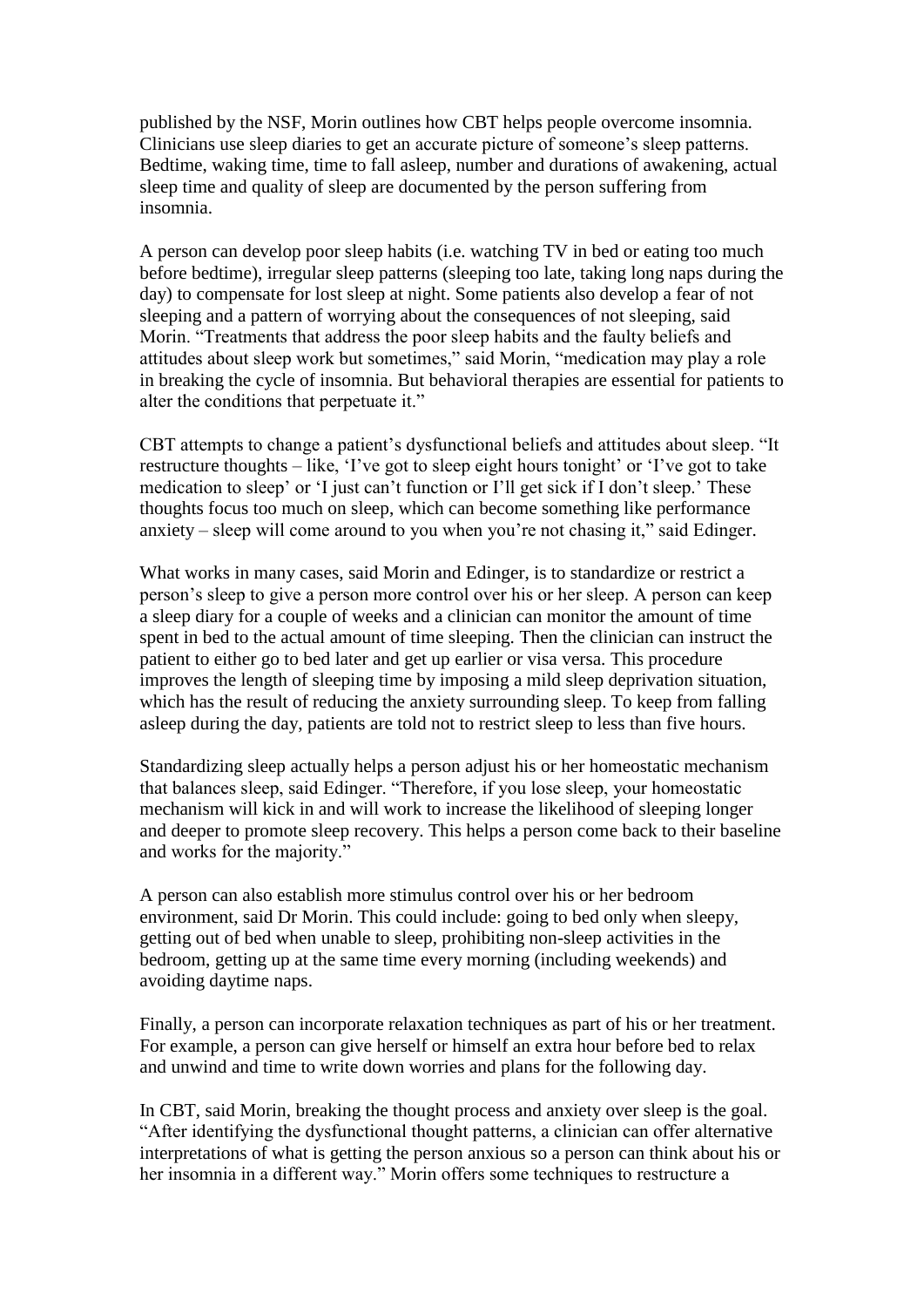published by the NSF, Morin outlines how CBT helps people overcome insomnia. Clinicians use sleep diaries to get an accurate picture of someone's sleep patterns. Bedtime, waking time, time to fall asleep, number and durations of awakening, actual sleep time and quality of sleep are documented by the person suffering from insomnia.

A person can develop poor sleep habits (i.e. watching TV in bed or eating too much before bedtime), irregular sleep patterns (sleeping too late, taking long naps during the day) to compensate for lost sleep at night. Some patients also develop a fear of not sleeping and a pattern of worrying about the consequences of not sleeping, said Morin. "Treatments that address the poor sleep habits and the faulty beliefs and attitudes about sleep work but sometimes," said Morin, "medication may play a role in breaking the cycle of insomnia. But behavioral therapies are essential for patients to alter the conditions that perpetuate it."

CBT attempts to change a patient's dysfunctional beliefs and attitudes about sleep. "It restructure thoughts – like, 'I've got to sleep eight hours tonight' or 'I've got to take medication to sleep' or 'I just can't function or I'll get sick if I don't sleep.' These thoughts focus too much on sleep, which can become something like performance anxiety – sleep will come around to you when you're not chasing it," said Edinger.

What works in many cases, said Morin and Edinger, is to standardize or restrict a person's sleep to give a person more control over his or her sleep. A person can keep a sleep diary for a couple of weeks and a clinician can monitor the amount of time spent in bed to the actual amount of time sleeping. Then the clinician can instruct the patient to either go to bed later and get up earlier or visa versa. This procedure improves the length of sleeping time by imposing a mild sleep deprivation situation, which has the result of reducing the anxiety surrounding sleep. To keep from falling asleep during the day, patients are told not to restrict sleep to less than five hours.

Standardizing sleep actually helps a person adjust his or her homeostatic mechanism that balances sleep, said Edinger. "Therefore, if you lose sleep, your homeostatic mechanism will kick in and will work to increase the likelihood of sleeping longer and deeper to promote sleep recovery. This helps a person come back to their baseline and works for the majority."

A person can also establish more stimulus control over his or her bedroom environment, said Dr Morin. This could include: going to bed only when sleepy, getting out of bed when unable to sleep, prohibiting non-sleep activities in the bedroom, getting up at the same time every morning (including weekends) and avoiding daytime naps.

Finally, a person can incorporate relaxation techniques as part of his or her treatment. For example, a person can give herself or himself an extra hour before bed to relax and unwind and time to write down worries and plans for the following day.

In CBT, said Morin, breaking the thought process and anxiety over sleep is the goal. "After identifying the dysfunctional thought patterns, a clinician can offer alternative interpretations of what is getting the person anxious so a person can think about his or her insomnia in a different way." Morin offers some techniques to restructure a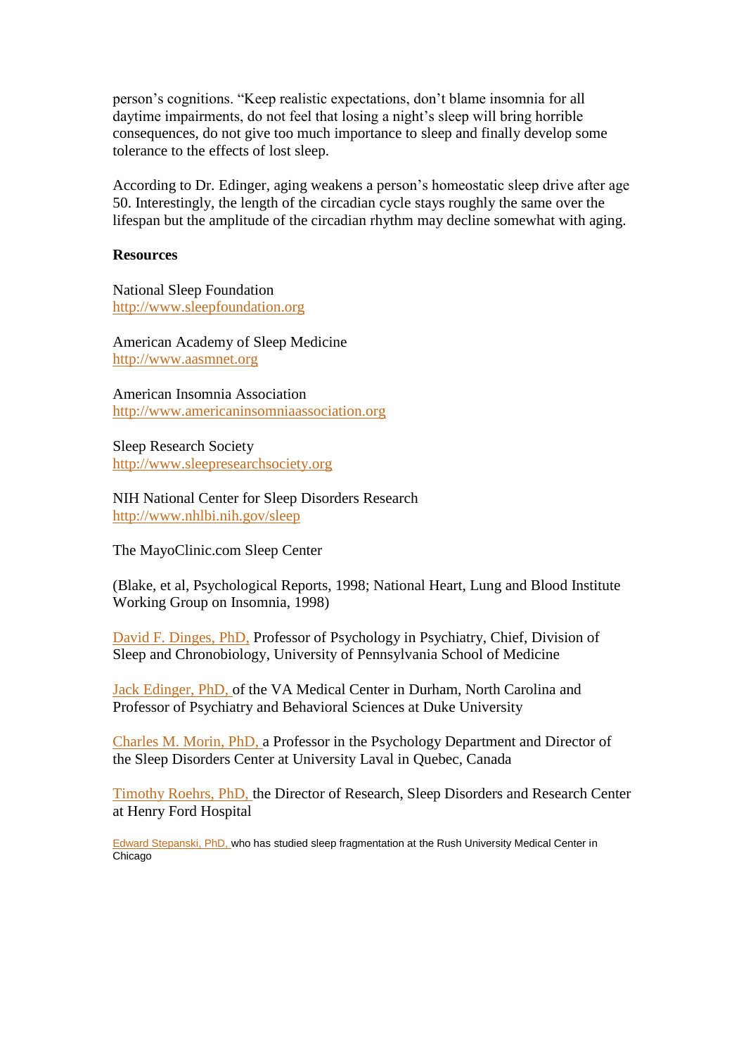person's cognitions. "Keep realistic expectations, don't blame insomnia for all daytime impairments, do not feel that losing a night's sleep will bring horrible consequences, do not give too much importance to sleep and finally develop some tolerance to the effects of lost sleep.

According to Dr. Edinger, aging weakens a person's homeostatic sleep drive after age 50. Interestingly, the length of the circadian cycle stays roughly the same over the lifespan but the amplitude of the circadian rhythm may decline somewhat with aging.

**Resources**

National Sleep Foundation
http://www.sleepfoundation.org

American Academy of Sleep Medicine
http://www.aasmnet.org

American Insomnia Association
http://www.americaninsomniaassociation.org

Sleep Research Society
http://www.sleepresearchsociety.org

NIH National Center for Sleep Disorders Research
http://www.nhlbi.nih.gov/sleep

The MayoClinic.com Sleep Center

(Blake, et al, Psychological Reports, 1998; National Heart, Lung and Blood Institute Working Group on Insomnia, 1998)

David F. Dinges, PhD, Professor of Psychology in Psychiatry, Chief, Division of Sleep and Chronobiology, University of Pennsylvania School of Medicine

Jack Edinger, PhD, of the VA Medical Center in Durham, North Carolina and Professor of Psychiatry and Behavioral Sciences at Duke University

Charles M. Morin, PhD, a Professor in the Psychology Department and Director of the Sleep Disorders Center at University Laval in Quebec, Canada

Timothy Roehrs, PhD, the Director of Research, Sleep Disorders and Research Center at Henry Ford Hospital

Edward Stepanski, PhD, who has studied sleep fragmentation at the Rush University Medical Center in Chicago